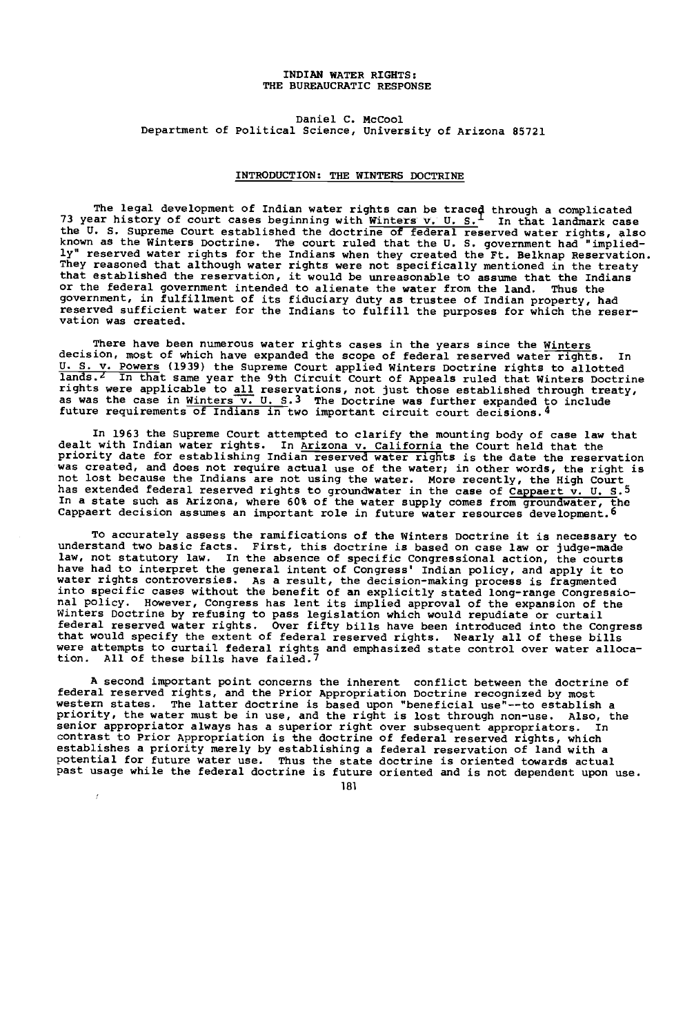INDIAN WATER RIGHTS:
THE BUREAUCRATIC RESPONSE

Daniel C. McCool
Department of Political Science, University of Arizona 85721

## INTRODUCTION: THE WINTERS DOCTRINE

The legal development of Indian water rights can be traced through a complicated 73 year history of court cases beginning with Winters v. U. S.[1] In that landmark case the U. S. Supreme Court established the doctrine of federal reserved water rights, also known as the Winters Doctrine. The court ruled that the U. S. government had "impliedly" reserved water rights for the Indians when they created the Ft. Belknap Reservation. They reasoned that although water rights were not specifically mentioned in the treaty that established the reservation, it would be unreasonable to assume that the Indians or the federal government intended to alienate the water from the land. Thus the government, in fulfillment of its fiduciary duty as trustee of Indian property, had reserved sufficient water for the Indians to fulfill the purposes for which the reservation was created.

There have been numerous water rights cases in the years since the Winters decision, most of which have expanded the scope of federal reserved water rights. In U. S. v. Powers (1939) the Supreme Court applied Winters Doctrine rights to allotted lands.[2] In that same year the 9th Circuit Court of Appeals ruled that Winters Doctrine rights were applicable to all reservations, not just those established through treaty, as was the case in Winters v. U. S.[3] The Doctrine was further expanded to include future requirements of Indians in two important circuit court decisions.[4]

In 1963 the Supreme Court attempted to clarify the mounting body of case law that dealt with Indian water rights. In Arizona v. California the Court held that the priority date for establishing Indian reserved water rights is the date the reservation was created, and does not require actual use of the water; in other words, the right is not lost because the Indians are not using the water. More recently, the High Court has extended federal reserved rights to groundwater in the case of Cappaert v. U. S.[5] In a state such as Arizona, where 60% of the water supply comes from groundwater, the Cappaert decision assumes an important role in future water resources development.[6]

To accurately assess the ramifications of the Winters Doctrine it is necessary to understand two basic facts. First, this doctrine is based on case law or judge-made law, not statutory law. In the absence of specific Congressional action, the courts have had to interpret the general intent of Congress' Indian policy, and apply it to water rights controversies. As a result, the decision-making process is fragmented into specific cases without the benefit of an explicitly stated long-range Congressional policy. However, Congress has lent its implied approval of the expansion of the Winters Doctrine by refusing to pass legislation which would repudiate or curtail federal reserved water rights. Over fifty bills have been introduced into the Congress that would specify the extent of federal reserved rights. Nearly all of these bills were attempts to curtail federal rights and emphasized state control over water allocation. All of these bills have failed.[7]

A second important point concerns the inherent conflict between the doctrine of federal reserved rights, and the Prior Appropriation Doctrine recognized by most western states. The latter doctrine is based upon "beneficial use"--to establish a priority, the water must be in use, and the right is lost through non-use. Also, the senior appropriator always has a superior right over subsequent appropriators. In contrast to Prior Appropriation is the doctrine of federal reserved rights, which establishes a priority merely by establishing a federal reservation of land with a potential for future water use. Thus the state doctrine is oriented towards actual past usage while the federal doctrine is future oriented and is not dependent upon use.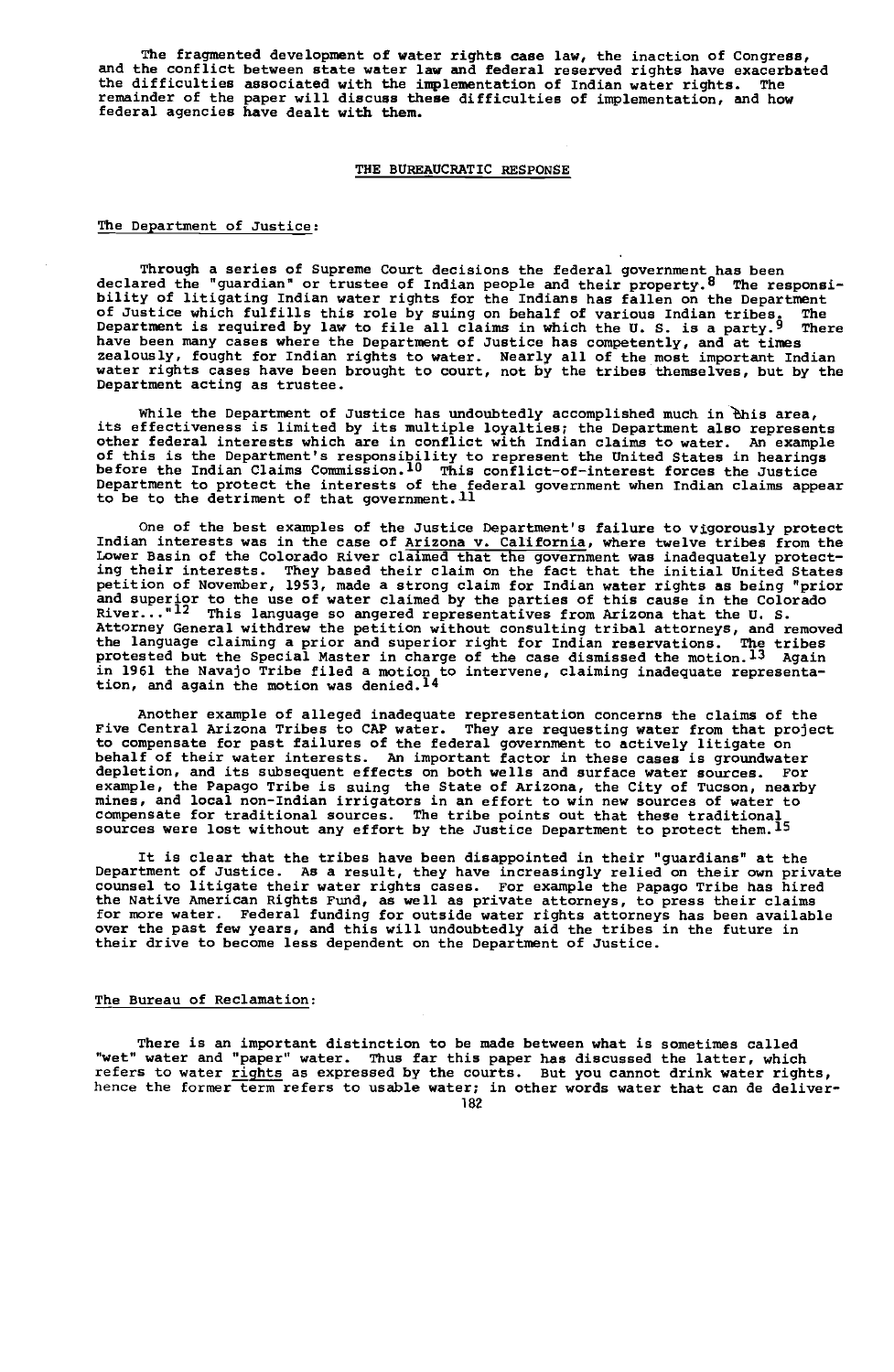The fragmented development of water rights case law, the inaction of Congress, and the conflict between state water law and federal reserved rights have exacerbated the difficulties associated with the implementation of Indian water rights. The remainder of the paper will discuss these difficulties of implementation, and how federal agencies have dealt with them.

## THE BUREAUCRATIC RESPONSE

### The Department of Justice:

Through a series of Supreme Court decisions the federal government has been declared the "guardian" or trustee of Indian people and their property.[8] The responsibility of litigating Indian water rights for the Indians has fallen on the Department of Justice which fulfills this role by suing on behalf of various Indian tribes. The Department is required by law to file all claims in which the U. S. is a party.[9] There have been many cases where the Department of Justice has competently, and at times zealously, fought for Indian rights to water. Nearly all of the most important Indian water rights cases have been brought to court, not by the tribes themselves, but by the Department acting as trustee.

While the Department of Justice has undoubtedly accomplished much in this area, its effectiveness is limited by its multiple loyalties; the Department also represents other federal interests which are in conflict with Indian claims to water. An example of this is the Department's responsibility to represent the United States in hearings before the Indian Claims Commission.[10] This conflict-of-interest forces the Justice Department to protect the interests of the federal government when Indian claims appear to be to the detriment of that government.[11]

One of the best examples of the Justice Department's failure to vigorously protect Indian interests was in the case of Arizona v. California, where twelve tribes from the Lower Basin of the Colorado River claimed that the government was inadequately protecting their interests. They based their claim on the fact that the initial United States petition of November, 1953, made a strong claim for Indian water rights as being "prior and superior to the use of water claimed by the parties of this cause in the Colorado River..."[12] This language so angered representatives from Arizona that the U. S. Attorney General withdrew the petition without consulting tribal attorneys, and removed the language claiming a prior and superior right for Indian reservations. The tribes protested but the Special Master in charge of the case dismissed the motion.[13] Again in 1961 the Navajo Tribe filed a motion to intervene, claiming inadequate representation, and again the motion was denied.[14]

Another example of alleged inadequate representation concerns the claims of the Five Central Arizona Tribes to CAP water. They are requesting water from that project to compensate for past failures of the federal government to actively litigate on behalf of their water interests. An important factor in these cases is groundwater depletion, and its subsequent effects on both wells and surface water sources. For example, the Papago Tribe is suing the State of Arizona, the City of Tucson, nearby mines, and local non-Indian irrigators in an effort to win new sources of water to compensate for traditional sources. The tribe points out that these traditional sources were lost without any effort by the Justice Department to protect them.[15]

It is clear that the tribes have been disappointed in their "guardians" at the Department of Justice. As a result, they have increasingly relied on their own private counsel to litigate their water rights cases. For example the Papago Tribe has hired the Native American Rights Fund, as well as private attorneys, to press their claims for more water. Federal funding for outside water rights attorneys has been available over the past few years, and this will undoubtedly aid the tribes in the future in their drive to become less dependent on the Department of Justice.

### The Bureau of Reclamation:

There is an important distinction to be made between what is sometimes called "wet" water and "paper" water. Thus far this paper has discussed the latter, which refers to water rights as expressed by the courts. But you cannot drink water rights, hence the former term refers to usable water; in other words water that can de deliver-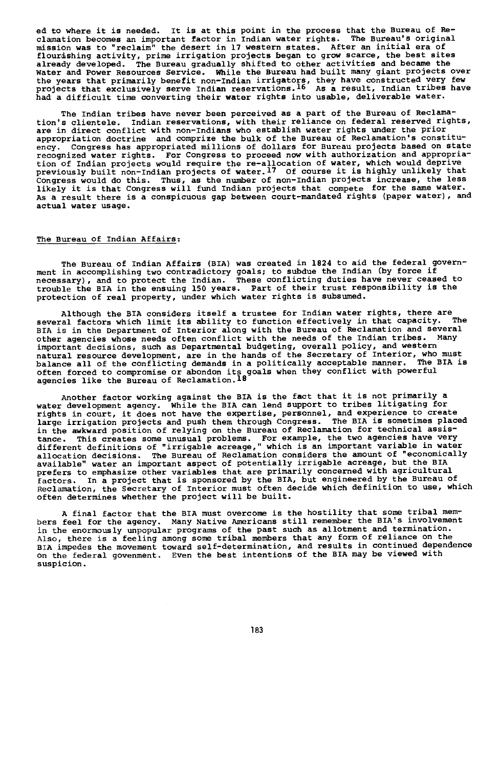ed to where it is needed. It is at this point in the process that the Bureau of Reclamation becomes an important factor in Indian water rights. The Bureau's original mission was to "reclaim" the desert in 17 western states. After an initial era of flourishing activity, prime irrigation projects began to grow scarce, the best sites already developed. The Bureau gradually shifted to other activities and became the Water and Power Resources Service. While the Bureau had built many giant projects over the years that primarily benefit non-Indian irrigators, they have constructed very few projects that exclusively serve Indian reservations.[16] As a result, Indian tribes have had a difficult time converting their water rights into usable, deliverable water.

The Indian tribes have never been perceived as a part of the Bureau of Reclamation's clientele. Indian reservations, with their reliance on federal reserved rights, are in direct conflict with non-Indians who establish water rights under the prior appropriation doctrine and comprize the bulk of the Bureau of Reclamation's constituency. Congress has appropriated millions of dollars for Bureau projects based on state recognized water rights. For Congress to proceed now with authorization and appropriation of Indian projects would require the re-allocation of water, which would deprive previously built non-Indian projects of water.[17] Of course it is highly unlikely that Congress would do this. Thus, as the number of non-Indian projects increase, the less likely it is that Congress will fund Indian projects that compete for the same water. As a result there is a conspicuous gap between court-mandated rights (paper water), and actual water usage.

## The Bureau of Indian Affairs:

The Bureau of Indian Affairs (BIA) was created in 1824 to aid the federal government in accomplishing two contradictory goals; to subdue the Indian (by force if necessary), and to protect the Indian. These conflicting duties have never ceased to trouble the BIA in the ensuing 150 years. Part of their trust responsibility is the protection of real property, under which water rights is subsumed.

Although the BIA considers itself a trustee for Indian water rights, there are several factors which limit its ability to function effectively in that capacity. The BIA is in the Department of Interior along with the Bureau of Reclamation and several other agencies whose needs often conflict with the needs of the Indian tribes. Many important decisions, such as Departmental budgeting, overall policy, and western natural resource development, are in the hands of the Secretary of Interior, who must balance all of the conflicting demands in a politically acceptable manner. The BIA is often forced to compromise or abondon its goals when they conflict with powerful agencies like the Bureau of Reclamation.[18]

Another factor working against the BIA is the fact that it is not primarily a water development agency. While the BIA can lend support to tribes litigating for rights in court, it does not have the expertise, personnel, and experience to create large irrigation projects and push them through Congress. The BIA is sometimes placed in the awkward position of relying on the Bureau of Reclamation for technical assistance. This creates some unusual problems. For example, the two agencies have very different definitions of "irrigable acreage," which is an important variable in water allocation decisions. The Bureau of Reclamation considers the amount of "economically available" water an important aspect of potentially irrigable acreage, but the BIA prefers to emphasize other variables that are primarily concerned with agricultural factors. In a project that is sponsored by the BIA, but engineered by the Bureau of Reclamation, the Secretary of Interior must often decide which definition to use, which often determines whether the project will be built.

A final factor that the BIA must overcome is the hostility that some tribal members feel for the agency. Many Native Americans still remember the BIA's involvement in the enormously unpopular programs of the past such as allotment and termination. Also, there is a feeling among some tribal members that any form of reliance on the BIA impedes the movement toward self-determination, and results in continued dependence on the federal govenment. Even the best intentions of the BIA may be viewed with suspicion.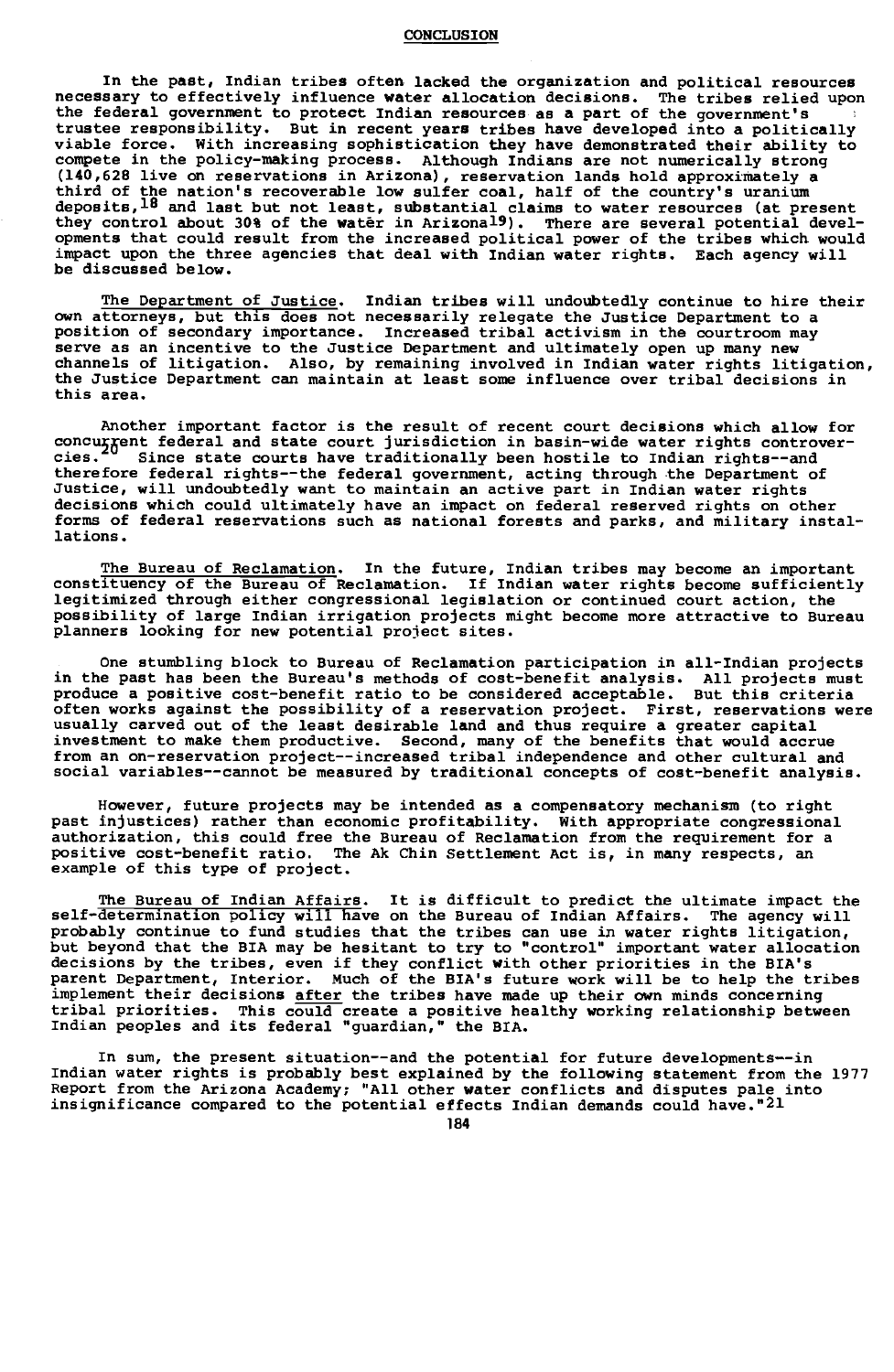## CONCLUSION

In the past, Indian tribes often lacked the organization and political resources necessary to effectively influence water allocation decisions. The tribes relied upon the federal government to protect Indian resources as a part of the government's trustee responsibility. But in recent years tribes have developed into a politically viable force. With increasing sophistication they have demonstrated their ability to compete in the policy-making process. Although Indians are not numerically strong (140,628 live on reservations in Arizona), reservation lands hold approximately a third of the nation's recoverable low sulfer coal, half of the country's uranium deposits,[18] and last but not least, substantial claims to water resources (at present they control about 30% of the water in Arizona[19]). There are several potential developments that could result from the increased political power of the tribes which would impact upon the three agencies that deal with Indian water rights. Each agency will be discussed below.

The Department of Justice. Indian tribes will undoubtedly continue to hire their own attorneys, but this does not necessarily relegate the Justice Department to a position of secondary importance. Increased tribal activism in the courtroom may serve as an incentive to the Justice Department and ultimately open up many new channels of litigation. Also, by remaining involved in Indian water rights litigation, the Justice Department can maintain at least some influence over tribal decisions in this area.

Another important factor is the result of recent court decisions which allow for concurrent federal and state court jurisdiction in basin-wide water rights controversies.[20] Since state courts have traditionally been hostile to Indian rights--and therefore federal rights--the federal government, acting through the Department of Justice, will undoubtedly want to maintain an active part in Indian water rights decisions which could ultimately have an impact on federal reserved rights on other forms of federal reservations such as national forests and parks, and military installations.

The Bureau of Reclamation. In the future, Indian tribes may become an important constituency of the Bureau of Reclamation. If Indian water rights become sufficiently legitimized through either congressional legislation or continued court action, the possibility of large Indian irrigation projects might become more attractive to Bureau planners looking for new potential project sites.

One stumbling block to Bureau of Reclamation participation in all-Indian projects in the past has been the Bureau's methods of cost-benefit analysis. All projects must produce a positive cost-benefit ratio to be considered acceptable. But this criteria often works against the possibility of a reservation project. First, reservations were usually carved out of the least desirable land and thus require a greater capital investment to make them productive. Second, many of the benefits that would accrue from an on-reservation project--increased tribal independence and other cultural and social variables--cannot be measured by traditional concepts of cost-benefit analysis.

However, future projects may be intended as a compensatory mechanism (to right past injustices) rather than economic profitability. With appropriate congressional authorization, this could free the Bureau of Reclamation from the requirement for a positive cost-benefit ratio. The Ak Chin Settlement Act is, in many respects, an example of this type of project.

The Bureau of Indian Affairs. It is difficult to predict the ultimate impact the self-determination policy will have on the Bureau of Indian Affairs. The agency will probably continue to fund studies that the tribes can use in water rights litigation, but beyond that the BIA may be hesitant to try to "control" important water allocation decisions by the tribes, even if they conflict with other priorities in the BIA's parent Department, Interior. Much of the BIA's future work will be to help the tribes implement their decisions after the tribes have made up their own minds concerning tribal priorities. This could create a positive healthy working relationship between Indian peoples and its federal "guardian," the BIA.

In sum, the present situation--and the potential for future developments--in Indian water rights is probably best explained by the following statement from the 1977 Report from the Arizona Academy; "All other water conflicts and disputes pale into insignificance compared to the potential effects Indian demands could have."[21]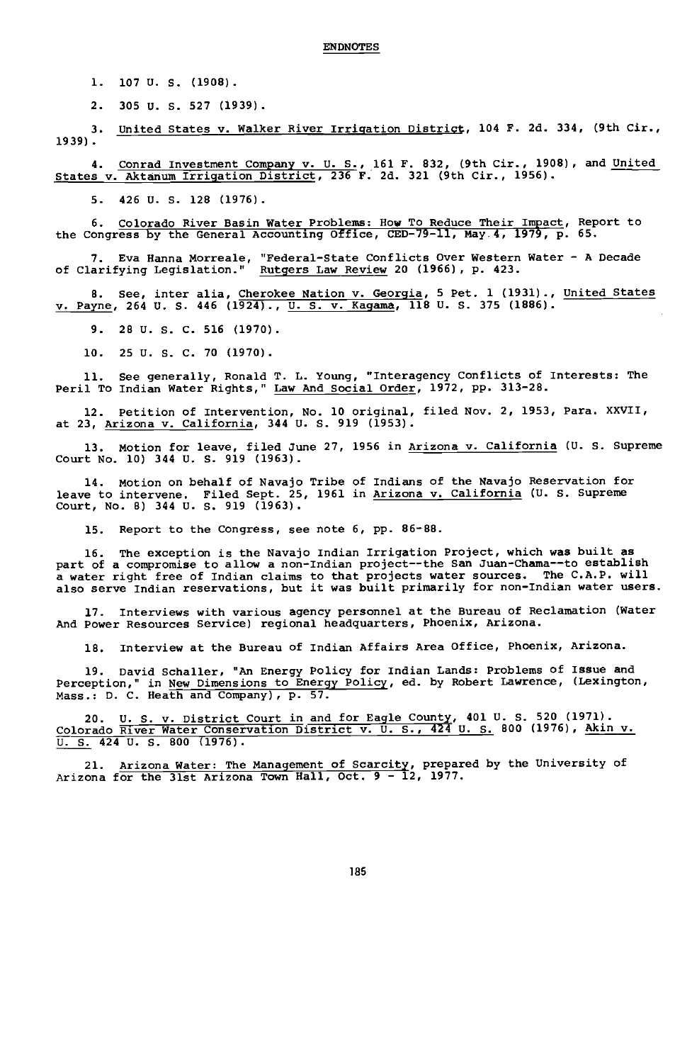## ENDNOTES

1. 107 U. S. (1908).

2. 305 U. S. 527 (1939).

3. United States v. Walker River Irrigation District, 104 F. 2d. 334, (9th Cir., 1939).

4. Conrad Investment Company v. U. S., 161 F. 832, (9th Cir., 1908), and United States v. Aktanum Irrigation District, 236 F. 2d. 321 (9th Cir., 1956).

5. 426 U. S. 128 (1976).

6. Colorado River Basin Water Problems: How To Reduce Their Impact, Report to the Congress by the General Accounting Office, CED-79-11, May 4, 1979, p. 65.

7. Eva Hanna Morreale, "Federal-State Conflicts Over Western Water - A Decade of Clarifying Legislation." Rutgers Law Review 20 (1966), p. 423.

8. See, inter alia, Cherokee Nation v. Georgia, 5 Pet. 1 (1931)., United States v. Payne, 264 U. S. 446 (1924)., U. S. v. Kagama, 118 U. S. 375 (1886).

9. 28 U. S. C. 516 (1970).

10. 25 U. S. C. 70 (1970).

11. See generally, Ronald T. L. Young, "Interagency Conflicts of Interests: The Peril To Indian Water Rights," Law And Social Order, 1972, pp. 313-28.

12. Petition of Intervention, No. 10 original, filed Nov. 2, 1953, Para. XXVII, at 23, Arizona v. California, 344 U. S. 919 (1953).

13. Motion for leave, filed June 27, 1956 in Arizona v. California (U. S. Supreme Court No. 10) 344 U. S. 919 (1963).

14. Motion on behalf of Navajo Tribe of Indians of the Navajo Reservation for leave to intervene. Filed Sept. 25, 1961 in Arizona v. California (U. S. Supreme Court, No. 8) 344 U. S. 919 (1963).

15. Report to the Congress, see note 6, pp. 86-88.

16. The exception is the Navajo Indian Irrigation Project, which was built as part of a compromise to allow a non-Indian project--the San Juan-Chama--to establish a water right free of Indian claims to that projects water sources. The C.A.P. will also serve Indian reservations, but it was built primarily for non-Indian water users.

17. Interviews with various agency personnel at the Bureau of Reclamation (Water And Power Resources Service) regional headquarters, Phoenix, Arizona.

18. Interview at the Bureau of Indian Affairs Area Office, Phoenix, Arizona.

19. David Schaller, "An Energy Policy for Indian Lands: Problems of Issue and Perception," in New Dimensions to Energy Policy, ed. by Robert Lawrence, (Lexington, Mass.: D. C. Heath and Company), p. 57.

20. U. S. v. District Court in and for Eagle County, 401 U. S. 520 (1971). Colorado River Water Conservation District v. U. S., 424 U. S. 800 (1976), Akin v. U. S. 424 U. S. 800 (1976).

21. Arizona Water: The Management of Scarcity, prepared by the University of Arizona for the 31st Arizona Town Hall, Oct. 9 - 12, 1977.